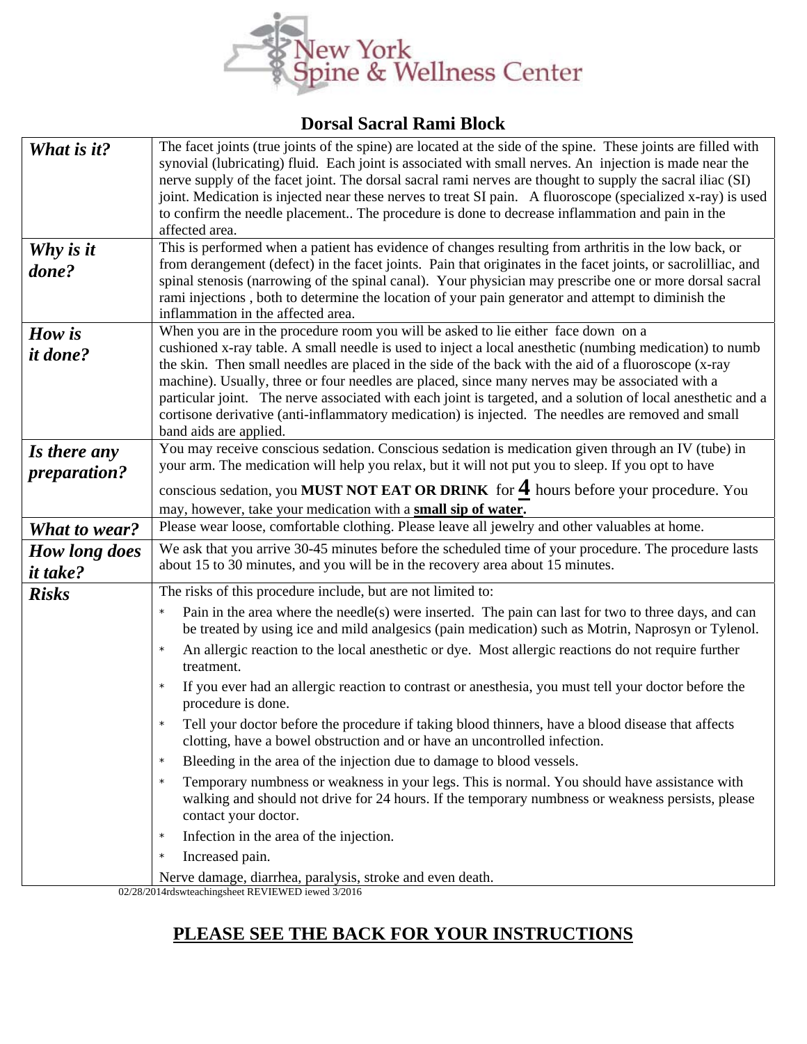New York Spine & Wellness Center

## Dorsal Sacral Rami Block

| | |
|---|---|
| ***What is it?*** | The facet joints (true joints of the spine) are located at the side of the spine. These joints are filled with synovial (lubricating) fluid. Each joint is associated with small nerves. An injection is made near the nerve supply of the facet joint. The dorsal sacral rami nerves are thought to supply the sacral iliac (SI) joint. Medication is injected near these nerves to treat SI pain. A fluoroscope (specialized x-ray) is used to confirm the needle placement.. The procedure is done to decrease inflammation and pain in the affected area. |
| ***Why is it done?*** | This is performed when a patient has evidence of changes resulting from arthritis in the low back, or from derangement (defect) in the facet joints. Pain that originates in the facet joints, or sacrolilliac, and spinal stenosis (narrowing of the spinal canal). Your physician may prescribe one or more dorsal sacral rami injections , both to determine the location of your pain generator and attempt to diminish the inflammation in the affected area. |
| ***How is it done?*** | When you are in the procedure room you will be asked to lie either face down on a cushioned x-ray table. A small needle is used to inject a local anesthetic (numbing medication) to numb the skin. Then small needles are placed in the side of the back with the aid of a fluoroscope (x-ray machine). Usually, three or four needles are placed, since many nerves may be associated with a particular joint. The nerve associated with each joint is targeted, and a solution of local anesthetic and a cortisone derivative (anti-inflammatory medication) is injected. The needles are removed and small band aids are applied. |
| ***Is there any preparation?*** | You may receive conscious sedation. Conscious sedation is medication given through an IV (tube) in your arm. The medication will help you relax, but it will not put you to sleep. If you opt to have conscious sedation, you **MUST NOT EAT OR DRINK** for **4** hours before your procedure. You may, however, take your medication with a **<u>small sip of water</u>.** |
| ***What to wear?*** | Please wear loose, comfortable clothing. Please leave all jewelry and other valuables at home. |
| ***How long does it take?*** | We ask that you arrive 30-45 minutes before the scheduled time of your procedure. The procedure lasts about 15 to 30 minutes, and you will be in the recovery area about 15 minutes. |
| ***Risks*** | The risks of this procedure include, but are not limited to:<br>* Pain in the area where the needle(s) were inserted. The pain can last for two to three days, and can be treated by using ice and mild analgesics (pain medication) such as Motrin, Naprosyn or Tylenol.<br>* An allergic reaction to the local anesthetic or dye. Most allergic reactions do not require further treatment.<br>* If you ever had an allergic reaction to contrast or anesthesia, you must tell your doctor before the procedure is done.<br>* Tell your doctor before the procedure if taking blood thinners, have a blood disease that affects clotting, have a bowel obstruction and or have an uncontrolled infection.<br>* Bleeding in the area of the injection due to damage to blood vessels.<br>* Temporary numbness or weakness in your legs. This is normal. You should have assistance with walking and should not drive for 24 hours. If the temporary numbness or weakness persists, please contact your doctor.<br>* Infection in the area of the injection.<br>* Increased pain.<br>Nerve damage, diarrhea, paralysis, stroke and even death. |

02/28/2014rdswteachingsheet REVIEWED iewed 3/2016

## <u>PLEASE SEE THE BACK FOR YOUR INSTRUCTIONS</u>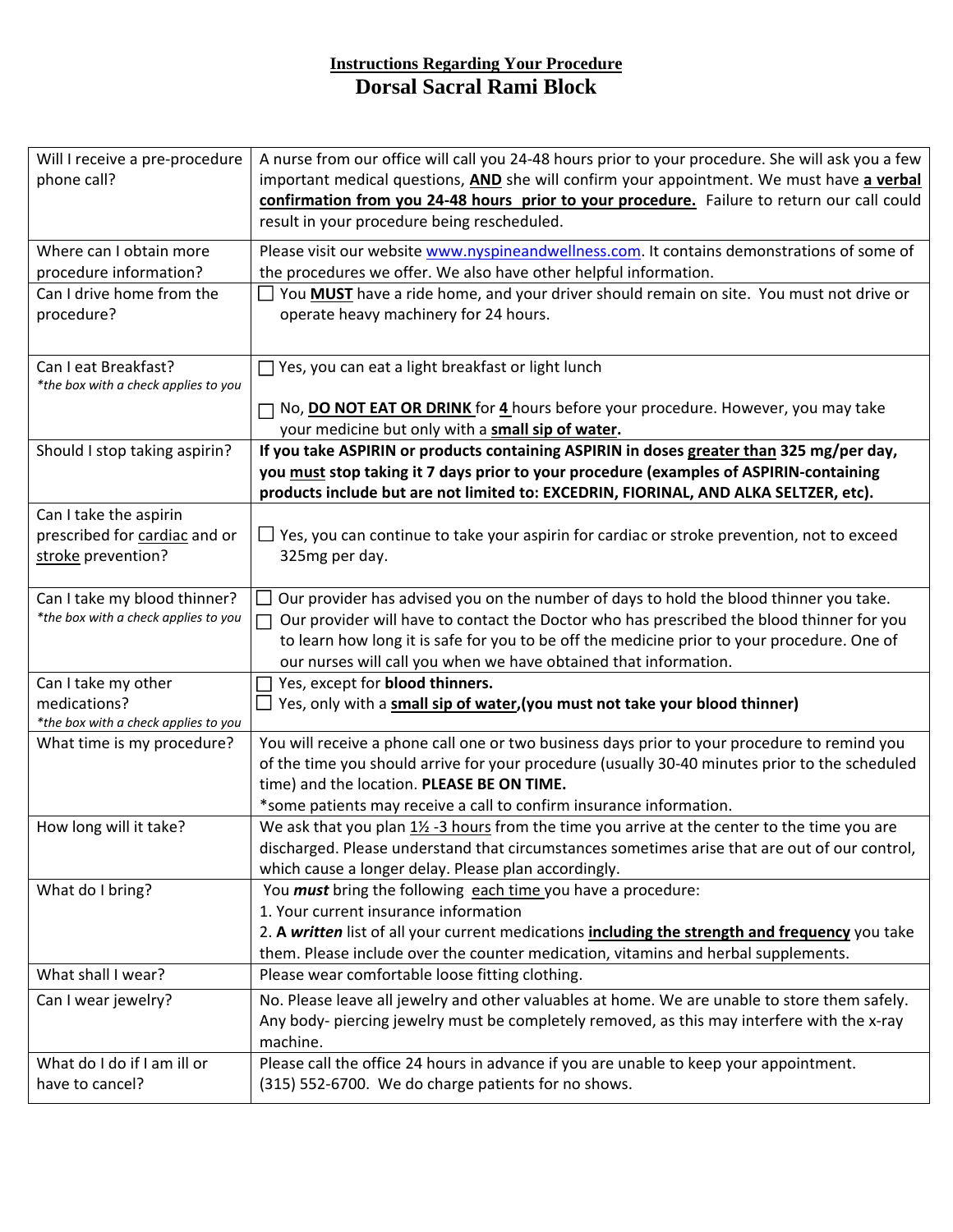## Instructions Regarding Your Procedure

# Dorsal Sacral Rami Block

| | |
|---|---|
| Will I receive a pre-procedure phone call? | A nurse from our office will call you 24-48 hours prior to your procedure. She will ask you a few important medical questions, **AND** she will confirm your appointment. We must have **a verbal confirmation from you 24-48 hours prior to your procedure.** Failure to return our call could result in your procedure being rescheduled. |
| Where can I obtain more procedure information? | Please visit our website www.nyspineandwellness.com. It contains demonstrations of some of the procedures we offer. We also have other helpful information. |
| Can I drive home from the procedure? | ☐ You **MUST** have a ride home, and your driver should remain on site. You must not drive or operate heavy machinery for 24 hours. |
| Can I eat Breakfast? *\*the box with a check applies to you* | ☐ Yes, you can eat a light breakfast or light lunch<br>☐ No, **DO NOT EAT OR DRINK** for **4** hours before your procedure. However, you may take your medicine but only with a **small sip of water.** |
| Should I stop taking aspirin? | **If you take ASPIRIN or products containing ASPIRIN in doses greater than 325 mg/per day, you must stop taking it 7 days prior to your procedure (examples of ASPIRIN-containing products include but are not limited to: EXCEDRIN, FIORINAL, AND ALKA SELTZER, etc).** |
| Can I take the aspirin prescribed for cardiac and or stroke prevention? | ☐ Yes, you can continue to take your aspirin for cardiac or stroke prevention, not to exceed 325mg per day. |
| Can I take my blood thinner? *\*the box with a check applies to you* | ☐ Our provider has advised you on the number of days to hold the blood thinner you take.<br>☐ Our provider will have to contact the Doctor who has prescribed the blood thinner for you to learn how long it is safe for you to be off the medicine prior to your procedure. One of our nurses will call you when we have obtained that information. |
| Can I take my other medications? *\*the box with a check applies to you* | ☐ Yes, except for **blood thinners.**<br>☐ Yes, only with a **small sip of water,(you must not take your blood thinner)** |
| What time is my procedure? | You will receive a phone call one or two business days prior to your procedure to remind you of the time you should arrive for your procedure (usually 30-40 minutes prior to the scheduled time) and the location. **PLEASE BE ON TIME.**<br>\*some patients may receive a call to confirm insurance information. |
| How long will it take? | We ask that you plan 1½ -3 hours from the time you arrive at the center to the time you are discharged. Please understand that circumstances sometimes arise that are out of our control, which cause a longer delay. Please plan accordingly. |
| What do I bring? | You ***must*** bring the following each time you have a procedure:<br>1. Your current insurance information<br>2. **A *written*** list of all your current medications **including the strength and frequency** you take them. Please include over the counter medication, vitamins and herbal supplements. |
| What shall I wear? | Please wear comfortable loose fitting clothing. |
| Can I wear jewelry? | No. Please leave all jewelry and other valuables at home. We are unable to store them safely. Any body- piercing jewelry must be completely removed, as this may interfere with the x-ray machine. |
| What do I do if I am ill or have to cancel? | Please call the office 24 hours in advance if you are unable to keep your appointment. (315) 552-6700. We do charge patients for no shows. |